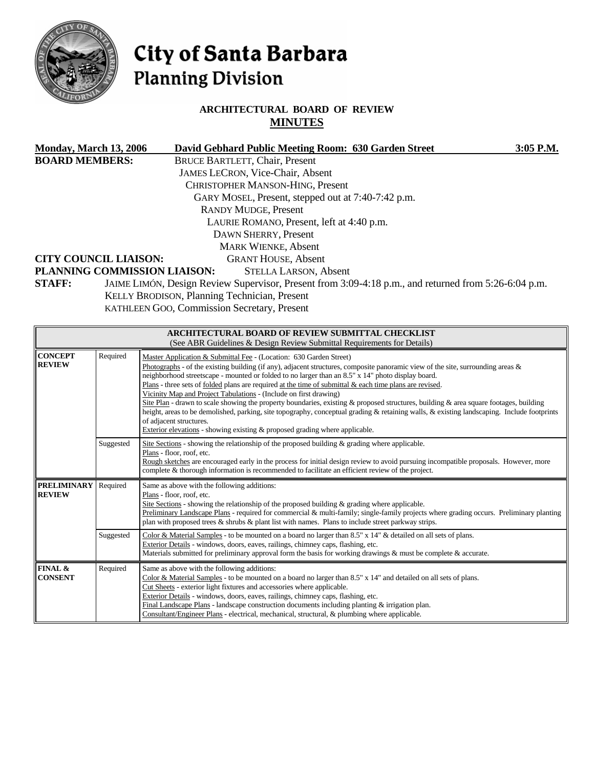# City of Santa Barbara
## Planning Division

### ARCHITECTURAL BOARD OF REVIEW
### MINUTES

**Monday, March 13, 2006** **David Gebhard Public Meeting Room: 630 Garden Street** **3:05 P.M.**

**BOARD MEMBERS:**
BRUCE BARTLETT, Chair, Present
JAMES LECRON, Vice-Chair, Absent
CHRISTOPHER MANSON-HING, Present
GARY MOSEL, Present, stepped out at 7:40-7:42 p.m.
RANDY MUDGE, Present
LAURIE ROMANO, Present, left at 4:40 p.m.
DAWN SHERRY, Present
MARK WIENKE, Absent

**CITY COUNCIL LIAISON:** GRANT HOUSE, Absent

**PLANNING COMMISSION LIAISON:** STELLA LARSON, Absent

**STAFF:**
JAIME LIMÓN, Design Review Supervisor, Present from 3:09-4:18 p.m., and returned from 5:26-6:04 p.m.
KELLY BRODISON, Planning Technician, Present
KATHLEEN GOO, Commission Secretary, Present

| ARCHITECTURAL BOARD OF REVIEW SUBMITTAL CHECKLIST (See ABR Guidelines & Design Review Submittal Requirements for Details) | | |
|---|---|---|
| **CONCEPT REVIEW** | Required | Master Application & Submittal Fee - (Location: 630 Garden Street) Photographs - of the existing building (if any), adjacent structures, composite panoramic view of the site, surrounding areas & neighborhood streetscape - mounted or folded to no larger than an 8.5" x 14" photo display board. Plans - three sets of folded plans are required at the time of submittal & each time plans are revised. Vicinity Map and Project Tabulations - (Include on first drawing) Site Plan - drawn to scale showing the property boundaries, existing & proposed structures, building & area square footages, building height, areas to be demolished, parking, site topography, conceptual grading & retaining walls, & existing landscaping. Include footprints of adjacent structures. Exterior elevations - showing existing & proposed grading where applicable. |
| | Suggested | Site Sections - showing the relationship of the proposed building & grading where applicable. Plans - floor, roof, etc. Rough sketches are encouraged early in the process for initial design review to avoid pursuing incompatible proposals. However, more complete & thorough information is recommended to facilitate an efficient review of the project. |
| **PRELIMINARY REVIEW** | Required | Same as above with the following additions: Plans - floor, roof, etc. Site Sections - showing the relationship of the proposed building & grading where applicable. Preliminary Landscape Plans - required for commercial & multi-family; single-family projects where grading occurs. Preliminary planting plan with proposed trees & shrubs & plant list with names. Plans to include street parkway strips. |
| | Suggested | Color & Material Samples - to be mounted on a board no larger than 8.5" x 14" & detailed on all sets of plans. Exterior Details - windows, doors, eaves, railings, chimney caps, flashing, etc. Materials submitted for preliminary approval form the basis for working drawings & must be complete & accurate. |
| **FINAL & CONSENT** | Required | Same as above with the following additions: Color & Material Samples - to be mounted on a board no larger than 8.5" x 14" and detailed on all sets of plans. Cut Sheets - exterior light fixtures and accessories where applicable. Exterior Details - windows, doors, eaves, railings, chimney caps, flashing, etc. Final Landscape Plans - landscape construction documents including planting & irrigation plan. Consultant/Engineer Plans - electrical, mechanical, structural, & plumbing where applicable. |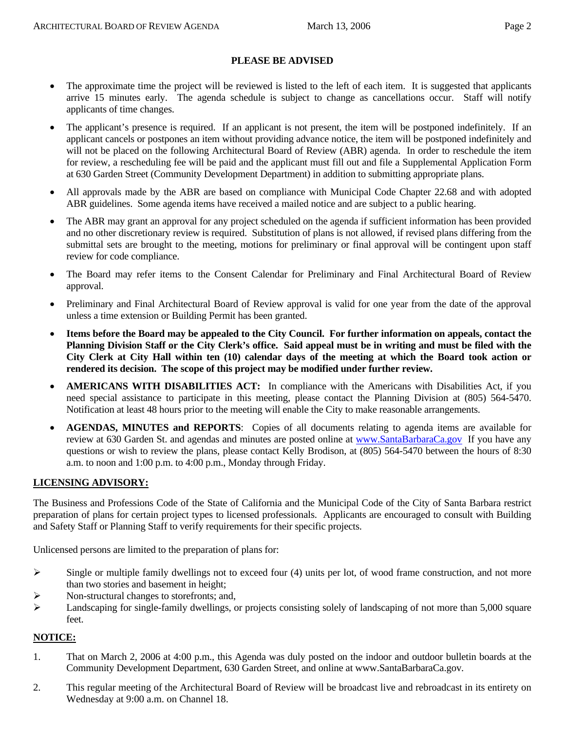**PLEASE BE ADVISED**

- The approximate time the project will be reviewed is listed to the left of each item. It is suggested that applicants arrive 15 minutes early. The agenda schedule is subject to change as cancellations occur. Staff will notify applicants of time changes.
- The applicant's presence is required. If an applicant is not present, the item will be postponed indefinitely. If an applicant cancels or postpones an item without providing advance notice, the item will be postponed indefinitely and will not be placed on the following Architectural Board of Review (ABR) agenda. In order to reschedule the item for review, a rescheduling fee will be paid and the applicant must fill out and file a Supplemental Application Form at 630 Garden Street (Community Development Department) in addition to submitting appropriate plans.
- All approvals made by the ABR are based on compliance with Municipal Code Chapter 22.68 and with adopted ABR guidelines. Some agenda items have received a mailed notice and are subject to a public hearing.
- The ABR may grant an approval for any project scheduled on the agenda if sufficient information has been provided and no other discretionary review is required. Substitution of plans is not allowed, if revised plans differing from the submittal sets are brought to the meeting, motions for preliminary or final approval will be contingent upon staff review for code compliance.
- The Board may refer items to the Consent Calendar for Preliminary and Final Architectural Board of Review approval.
- Preliminary and Final Architectural Board of Review approval is valid for one year from the date of the approval unless a time extension or Building Permit has been granted.
- **Items before the Board may be appealed to the City Council. For further information on appeals, contact the Planning Division Staff or the City Clerk's office. Said appeal must be in writing and must be filed with the City Clerk at City Hall within ten (10) calendar days of the meeting at which the Board took action or rendered its decision. The scope of this project may be modified under further review.**
- **AMERICANS WITH DISABILITIES ACT:** In compliance with the Americans with Disabilities Act, if you need special assistance to participate in this meeting, please contact the Planning Division at (805) 564-5470. Notification at least 48 hours prior to the meeting will enable the City to make reasonable arrangements.
- **AGENDAS, MINUTES and REPORTS**: Copies of all documents relating to agenda items are available for review at 630 Garden St. and agendas and minutes are posted online at [www.SantaBarbaraCa.gov](http://www.SantaBarbaraCa.gov) If you have any questions or wish to review the plans, please contact Kelly Brodison, at (805) 564-5470 between the hours of 8:30 a.m. to noon and 1:00 p.m. to 4:00 p.m., Monday through Friday.

## LICENSING ADVISORY:

The Business and Professions Code of the State of California and the Municipal Code of the City of Santa Barbara restrict preparation of plans for certain project types to licensed professionals. Applicants are encouraged to consult with Building and Safety Staff or Planning Staff to verify requirements for their specific projects.

Unlicensed persons are limited to the preparation of plans for:

- Single or multiple family dwellings not to exceed four (4) units per lot, of wood frame construction, and not more than two stories and basement in height;
- Non-structural changes to storefronts; and,
- Landscaping for single-family dwellings, or projects consisting solely of landscaping of not more than 5,000 square feet.

## NOTICE:

1. That on March 2, 2006 at 4:00 p.m., this Agenda was duly posted on the indoor and outdoor bulletin boards at the Community Development Department, 630 Garden Street, and online at www.SantaBarbaraCa.gov.
2. This regular meeting of the Architectural Board of Review will be broadcast live and rebroadcast in its entirety on Wednesday at 9:00 a.m. on Channel 18.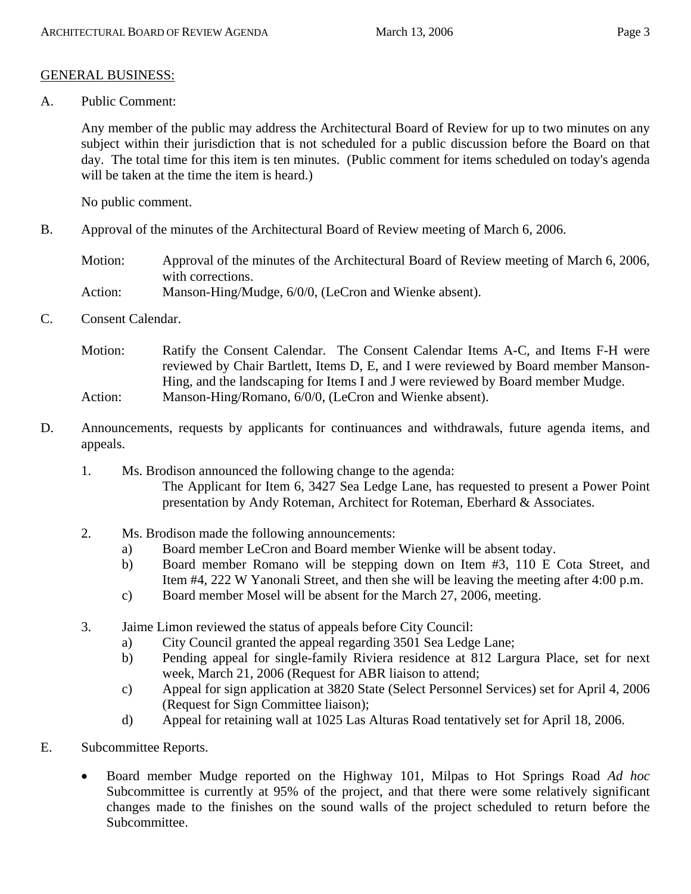## GENERAL BUSINESS:

A. Public Comment:

Any member of the public may address the Architectural Board of Review for up to two minutes on any subject within their jurisdiction that is not scheduled for a public discussion before the Board on that day. The total time for this item is ten minutes. (Public comment for items scheduled on today's agenda will be taken at the time the item is heard.)

No public comment.

B. Approval of the minutes of the Architectural Board of Review meeting of March 6, 2006.

Motion: Approval of the minutes of the Architectural Board of Review meeting of March 6, 2006, with corrections.
Action: Manson-Hing/Mudge, 6/0/0, (LeCron and Wienke absent).

C. Consent Calendar.

Motion: Ratify the Consent Calendar. The Consent Calendar Items A-C, and Items F-H were reviewed by Chair Bartlett, Items D, E, and I were reviewed by Board member Manson-Hing, and the landscaping for Items I and J were reviewed by Board member Mudge.
Action: Manson-Hing/Romano, 6/0/0, (LeCron and Wienke absent).

D. Announcements, requests by applicants for continuances and withdrawals, future agenda items, and appeals.

1. Ms. Brodison announced the following change to the agenda:
   The Applicant for Item 6, 3427 Sea Ledge Lane, has requested to present a Power Point presentation by Andy Roteman, Architect for Roteman, Eberhard & Associates.

2. Ms. Brodison made the following announcements:
   a) Board member LeCron and Board member Wienke will be absent today.
   b) Board member Romano will be stepping down on Item #3, 110 E Cota Street, and Item #4, 222 W Yanonali Street, and then she will be leaving the meeting after 4:00 p.m.
   c) Board member Mosel will be absent for the March 27, 2006, meeting.

3. Jaime Limon reviewed the status of appeals before City Council:
   a) City Council granted the appeal regarding 3501 Sea Ledge Lane;
   b) Pending appeal for single-family Riviera residence at 812 Largura Place, set for next week, March 21, 2006 (Request for ABR liaison to attend;
   c) Appeal for sign application at 3820 State (Select Personnel Services) set for April 4, 2006 (Request for Sign Committee liaison);
   d) Appeal for retaining wall at 1025 Las Alturas Road tentatively set for April 18, 2006.

E. Subcommittee Reports.

- Board member Mudge reported on the Highway 101, Milpas to Hot Springs Road *Ad hoc* Subcommittee is currently at 95% of the project, and that there were some relatively significant changes made to the finishes on the sound walls of the project scheduled to return before the Subcommittee.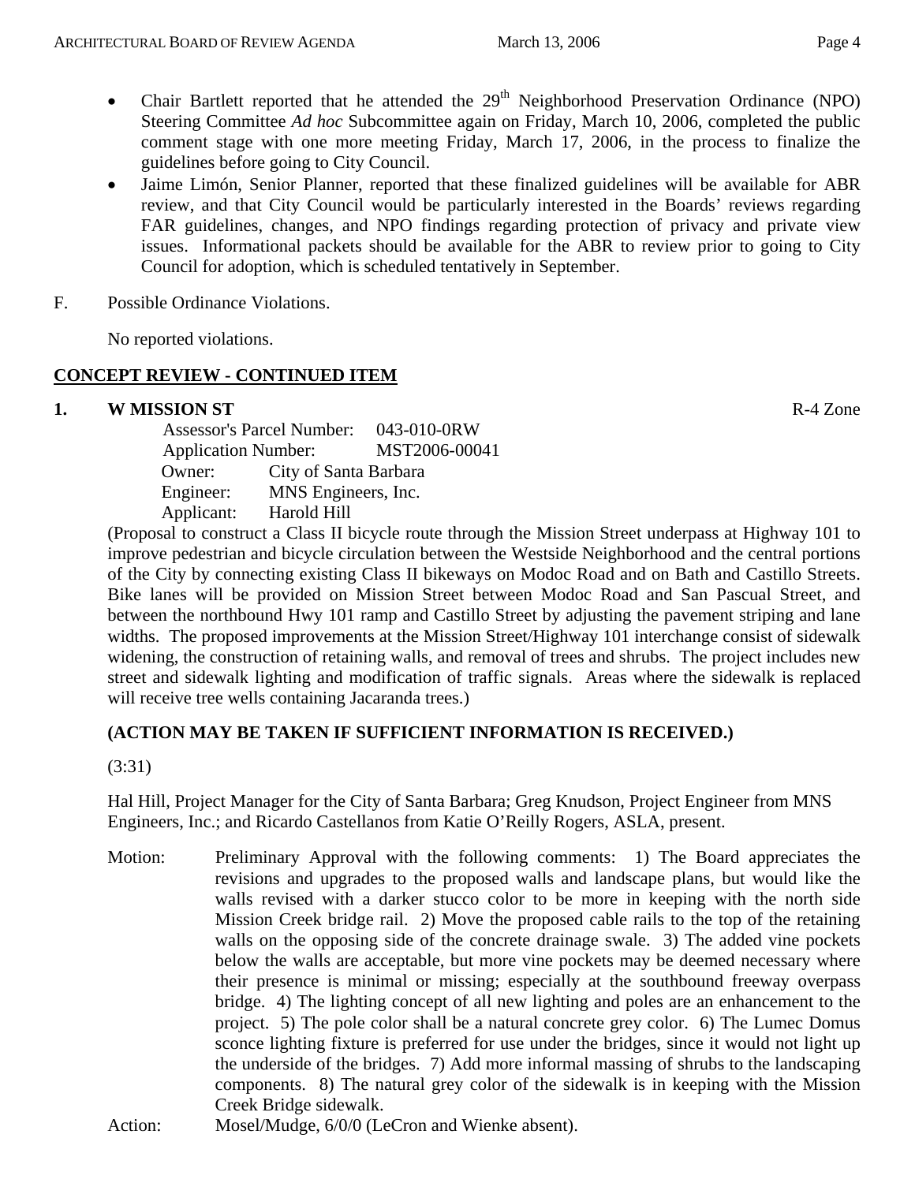- Chair Bartlett reported that he attended the 29th Neighborhood Preservation Ordinance (NPO) Steering Committee *Ad hoc* Subcommittee again on Friday, March 10, 2006, completed the public comment stage with one more meeting Friday, March 17, 2006, in the process to finalize the guidelines before going to City Council.
- Jaime Limón, Senior Planner, reported that these finalized guidelines will be available for ABR review, and that City Council would be particularly interested in the Boards' reviews regarding FAR guidelines, changes, and NPO findings regarding protection of privacy and private view issues. Informational packets should be available for the ABR to review prior to going to City Council for adoption, which is scheduled tentatively in September.

F. Possible Ordinance Violations.

No reported violations.

## CONCEPT REVIEW - CONTINUED ITEM

**1. W MISSION ST** R-4 Zone

Assessor's Parcel Number: 043-010-0RW
Application Number: MST2006-00041
Owner: City of Santa Barbara
Engineer: MNS Engineers, Inc.
Applicant: Harold Hill

(Proposal to construct a Class II bicycle route through the Mission Street underpass at Highway 101 to improve pedestrian and bicycle circulation between the Westside Neighborhood and the central portions of the City by connecting existing Class II bikeways on Modoc Road and on Bath and Castillo Streets. Bike lanes will be provided on Mission Street between Modoc Road and San Pascual Street, and between the northbound Hwy 101 ramp and Castillo Street by adjusting the pavement striping and lane widths. The proposed improvements at the Mission Street/Highway 101 interchange consist of sidewalk widening, the construction of retaining walls, and removal of trees and shrubs. The project includes new street and sidewalk lighting and modification of traffic signals. Areas where the sidewalk is replaced will receive tree wells containing Jacaranda trees.)

**(ACTION MAY BE TAKEN IF SUFFICIENT INFORMATION IS RECEIVED.)**

(3:31)

Hal Hill, Project Manager for the City of Santa Barbara; Greg Knudson, Project Engineer from MNS Engineers, Inc.; and Ricardo Castellanos from Katie O'Reilly Rogers, ASLA, present.

Motion: Preliminary Approval with the following comments: 1) The Board appreciates the revisions and upgrades to the proposed walls and landscape plans, but would like the walls revised with a darker stucco color to be more in keeping with the north side Mission Creek bridge rail. 2) Move the proposed cable rails to the top of the retaining walls on the opposing side of the concrete drainage swale. 3) The added vine pockets below the walls are acceptable, but more vine pockets may be deemed necessary where their presence is minimal or missing; especially at the southbound freeway overpass bridge. 4) The lighting concept of all new lighting and poles are an enhancement to the project. 5) The pole color shall be a natural concrete grey color. 6) The Lumec Domus sconce lighting fixture is preferred for use under the bridges, since it would not light up the underside of the bridges. 7) Add more informal massing of shrubs to the landscaping components. 8) The natural grey color of the sidewalk is in keeping with the Mission Creek Bridge sidewalk.

Action: Mosel/Mudge, 6/0/0 (LeCron and Wienke absent).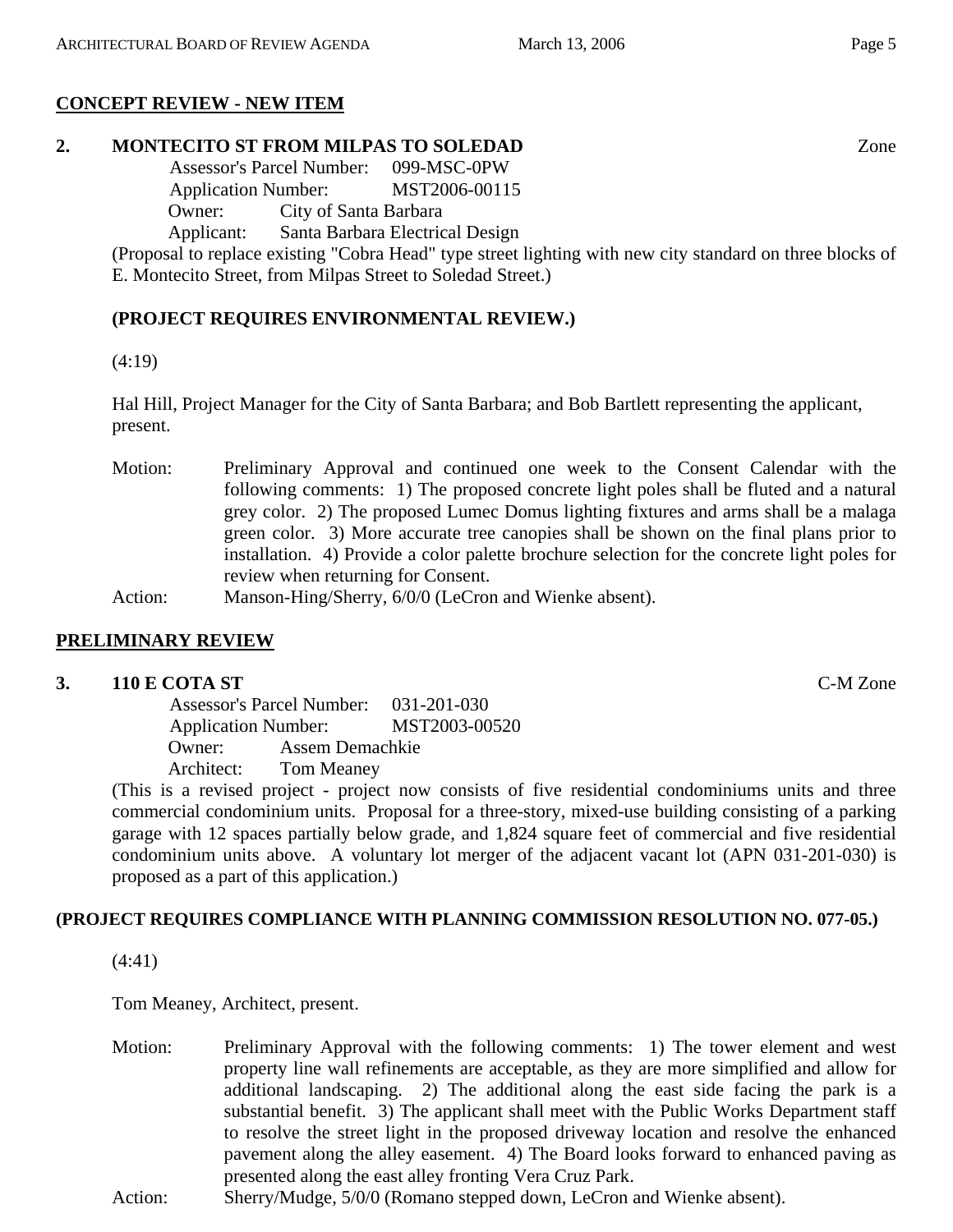## CONCEPT REVIEW - NEW ITEM

**2. MONTECITO ST FROM MILPAS TO SOLEDAD** Zone

Assessor's Parcel Number: 099-MSC-0PW
Application Number: MST2006-00115
Owner: City of Santa Barbara
Applicant: Santa Barbara Electrical Design

(Proposal to replace existing "Cobra Head" type street lighting with new city standard on three blocks of E. Montecito Street, from Milpas Street to Soledad Street.)

**(PROJECT REQUIRES ENVIRONMENTAL REVIEW.)**

(4:19)

Hal Hill, Project Manager for the City of Santa Barbara; and Bob Bartlett representing the applicant, present.

Motion: Preliminary Approval and continued one week to the Consent Calendar with the following comments: 1) The proposed concrete light poles shall be fluted and a natural grey color. 2) The proposed Lumec Domus lighting fixtures and arms shall be a malaga green color. 3) More accurate tree canopies shall be shown on the final plans prior to installation. 4) Provide a color palette brochure selection for the concrete light poles for review when returning for Consent.

Action: Manson-Hing/Sherry, 6/0/0 (LeCron and Wienke absent).

## PRELIMINARY REVIEW

**3. 110 E COTA ST** C-M Zone

Assessor's Parcel Number: 031-201-030
Application Number: MST2003-00520
Owner: Assem Demachkie
Architect: Tom Meaney

(This is a revised project - project now consists of five residential condominiums units and three commercial condominium units. Proposal for a three-story, mixed-use building consisting of a parking garage with 12 spaces partially below grade, and 1,824 square feet of commercial and five residential condominium units above. A voluntary lot merger of the adjacent vacant lot (APN 031-201-030) is proposed as a part of this application.)

**(PROJECT REQUIRES COMPLIANCE WITH PLANNING COMMISSION RESOLUTION NO. 077-05.)**

(4:41)

Tom Meaney, Architect, present.

Motion: Preliminary Approval with the following comments: 1) The tower element and west property line wall refinements are acceptable, as they are more simplified and allow for additional landscaping. 2) The additional along the east side facing the park is a substantial benefit. 3) The applicant shall meet with the Public Works Department staff to resolve the street light in the proposed driveway location and resolve the enhanced pavement along the alley easement. 4) The Board looks forward to enhanced paving as presented along the east alley fronting Vera Cruz Park.

Action: Sherry/Mudge, 5/0/0 (Romano stepped down, LeCron and Wienke absent).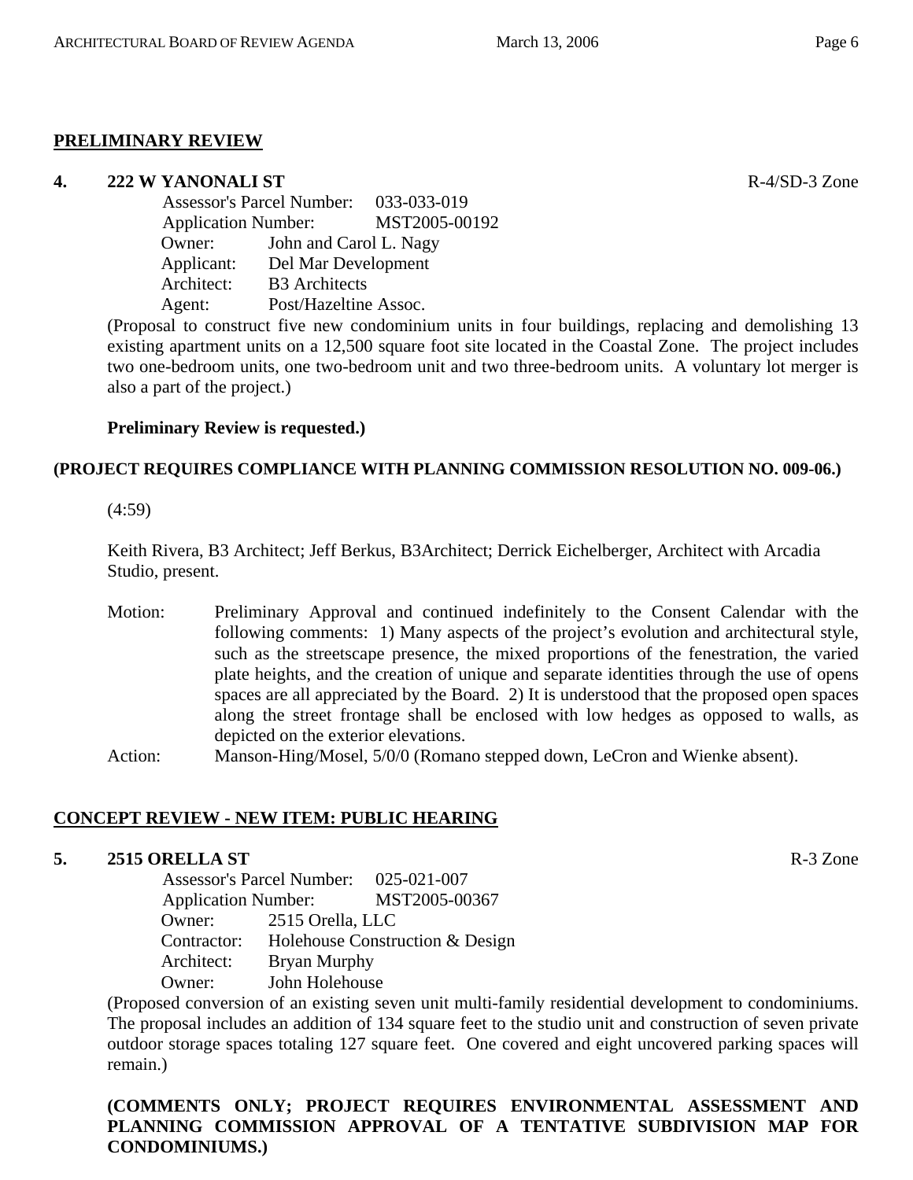## PRELIMINARY REVIEW

**4. 222 W YANONALI ST** R-4/SD-3 Zone

Assessor's Parcel Number: 033-033-019
Application Number: MST2005-00192
Owner: John and Carol L. Nagy
Applicant: Del Mar Development
Architect: B3 Architects
Agent: Post/Hazeltine Assoc.

(Proposal to construct five new condominium units in four buildings, replacing and demolishing 13 existing apartment units on a 12,500 square foot site located in the Coastal Zone. The project includes two one-bedroom units, one two-bedroom unit and two three-bedroom units. A voluntary lot merger is also a part of the project.)

**Preliminary Review is requested.)**

**(PROJECT REQUIRES COMPLIANCE WITH PLANNING COMMISSION RESOLUTION NO. 009-06.)**

(4:59)

Keith Rivera, B3 Architect; Jeff Berkus, B3Architect; Derrick Eichelberger, Architect with Arcadia Studio, present.

Motion: Preliminary Approval and continued indefinitely to the Consent Calendar with the following comments: 1) Many aspects of the project's evolution and architectural style, such as the streetscape presence, the mixed proportions of the fenestration, the varied plate heights, and the creation of unique and separate identities through the use of opens spaces are all appreciated by the Board. 2) It is understood that the proposed open spaces along the street frontage shall be enclosed with low hedges as opposed to walls, as depicted on the exterior elevations.

Action: Manson-Hing/Mosel, 5/0/0 (Romano stepped down, LeCron and Wienke absent).

## CONCEPT REVIEW - NEW ITEM: PUBLIC HEARING

**5. 2515 ORELLA ST** R-3 Zone

Assessor's Parcel Number: 025-021-007
Application Number: MST2005-00367
Owner: 2515 Orella, LLC
Contractor: Holehouse Construction & Design
Architect: Bryan Murphy
Owner: John Holehouse

(Proposed conversion of an existing seven unit multi-family residential development to condominiums. The proposal includes an addition of 134 square feet to the studio unit and construction of seven private outdoor storage spaces totaling 127 square feet. One covered and eight uncovered parking spaces will remain.)

**(COMMENTS ONLY; PROJECT REQUIRES ENVIRONMENTAL ASSESSMENT AND PLANNING COMMISSION APPROVAL OF A TENTATIVE SUBDIVISION MAP FOR CONDOMINIUMS.)**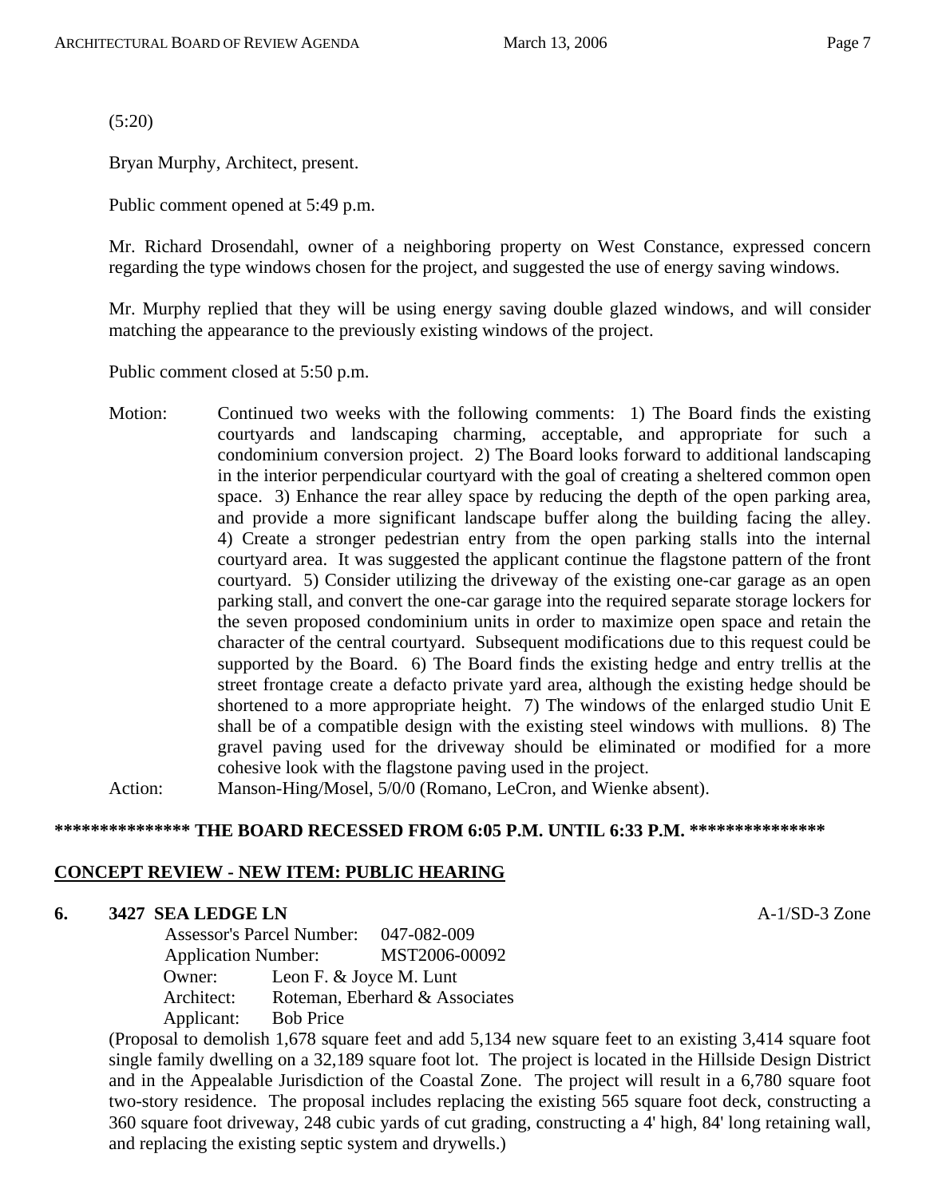(5:20)

Bryan Murphy, Architect, present.

Public comment opened at 5:49 p.m.

Mr. Richard Drosendahl, owner of a neighboring property on West Constance, expressed concern regarding the type windows chosen for the project, and suggested the use of energy saving windows.

Mr. Murphy replied that they will be using energy saving double glazed windows, and will consider matching the appearance to the previously existing windows of the project.

Public comment closed at 5:50 p.m.

Motion: Continued two weeks with the following comments: 1) The Board finds the existing courtyards and landscaping charming, acceptable, and appropriate for such a condominium conversion project. 2) The Board looks forward to additional landscaping in the interior perpendicular courtyard with the goal of creating a sheltered common open space. 3) Enhance the rear alley space by reducing the depth of the open parking area, and provide a more significant landscape buffer along the building facing the alley. 4) Create a stronger pedestrian entry from the open parking stalls into the internal courtyard area. It was suggested the applicant continue the flagstone pattern of the front courtyard. 5) Consider utilizing the driveway of the existing one-car garage as an open parking stall, and convert the one-car garage into the required separate storage lockers for the seven proposed condominium units in order to maximize open space and retain the character of the central courtyard. Subsequent modifications due to this request could be supported by the Board. 6) The Board finds the existing hedge and entry trellis at the street frontage create a defacto private yard area, although the existing hedge should be shortened to a more appropriate height. 7) The windows of the enlarged studio Unit E shall be of a compatible design with the existing steel windows with mullions. 8) The gravel paving used for the driveway should be eliminated or modified for a more cohesive look with the flagstone paving used in the project.

Action: Manson-Hing/Mosel, 5/0/0 (Romano, LeCron, and Wienke absent).

**\*\*\*\*\*\*\*\*\*\*\*\*\*\*\* THE BOARD RECESSED FROM 6:05 P.M. UNTIL 6:33 P.M. \*\*\*\*\*\*\*\*\*\*\*\*\*\*\***

## CONCEPT REVIEW - NEW ITEM: PUBLIC HEARING

**6. 3427 SEA LEDGE LN** A-1/SD-3 Zone

Assessor's Parcel Number: 047-082-009
Application Number: MST2006-00092
Owner: Leon F. & Joyce M. Lunt
Architect: Roteman, Eberhard & Associates
Applicant: Bob Price

(Proposal to demolish 1,678 square feet and add 5,134 new square feet to an existing 3,414 square foot single family dwelling on a 32,189 square foot lot. The project is located in the Hillside Design District and in the Appealable Jurisdiction of the Coastal Zone. The project will result in a 6,780 square foot two-story residence. The proposal includes replacing the existing 565 square foot deck, constructing a 360 square foot driveway, 248 cubic yards of cut grading, constructing a 4' high, 84' long retaining wall, and replacing the existing septic system and drywells.)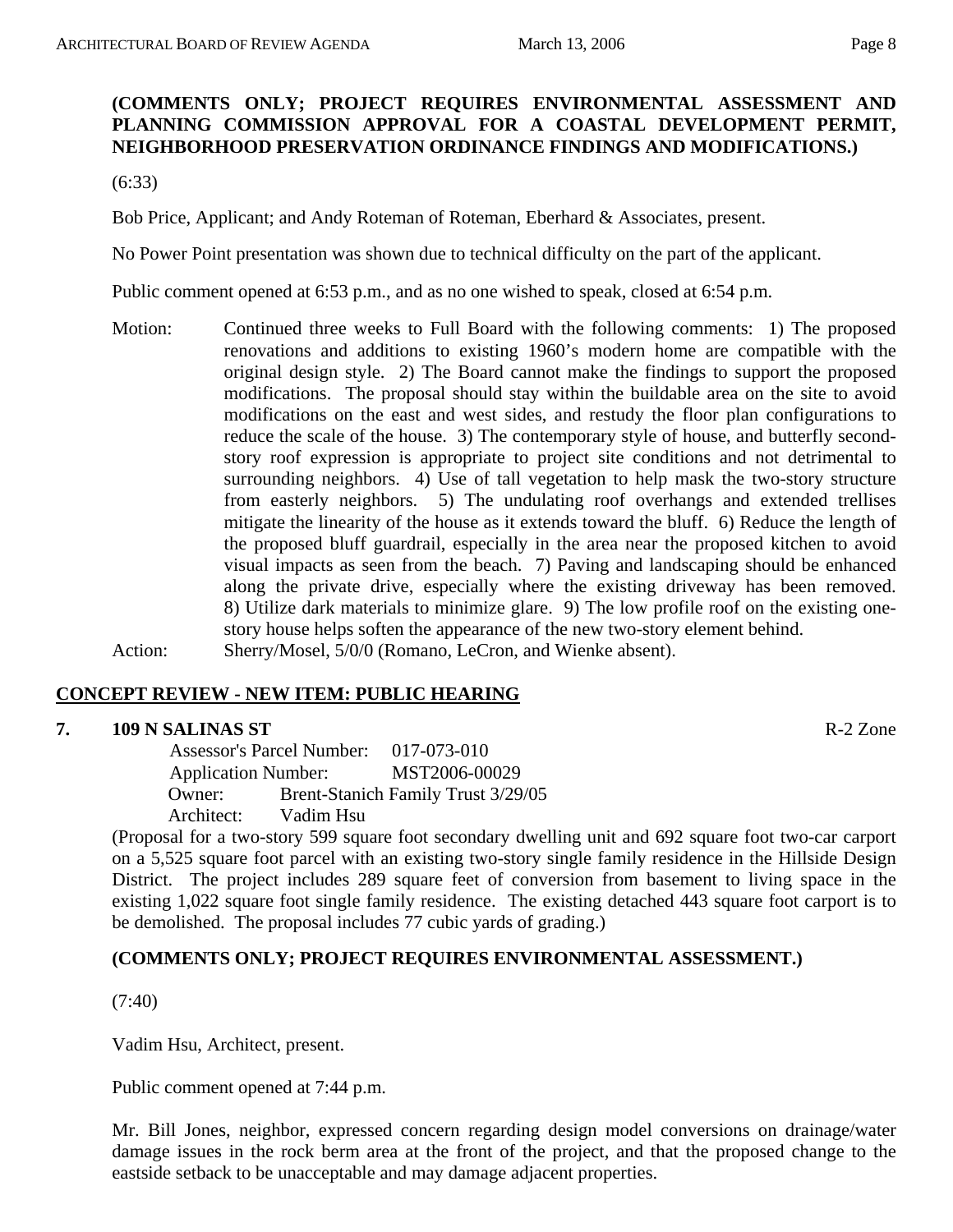**(COMMENTS ONLY; PROJECT REQUIRES ENVIRONMENTAL ASSESSMENT AND PLANNING COMMISSION APPROVAL FOR A COASTAL DEVELOPMENT PERMIT, NEIGHBORHOOD PRESERVATION ORDINANCE FINDINGS AND MODIFICATIONS.)**

(6:33)

Bob Price, Applicant; and Andy Roteman of Roteman, Eberhard & Associates, present.

No Power Point presentation was shown due to technical difficulty on the part of the applicant.

Public comment opened at 6:53 p.m., and as no one wished to speak, closed at 6:54 p.m.

Motion: Continued three weeks to Full Board with the following comments: 1) The proposed renovations and additions to existing 1960's modern home are compatible with the original design style. 2) The Board cannot make the findings to support the proposed modifications. The proposal should stay within the buildable area on the site to avoid modifications on the east and west sides, and restudy the floor plan configurations to reduce the scale of the house. 3) The contemporary style of house, and butterfly second-story roof expression is appropriate to project site conditions and not detrimental to surrounding neighbors. 4) Use of tall vegetation to help mask the two-story structure from easterly neighbors. 5) The undulating roof overhangs and extended trellises mitigate the linearity of the house as it extends toward the bluff. 6) Reduce the length of the proposed bluff guardrail, especially in the area near the proposed kitchen to avoid visual impacts as seen from the beach. 7) Paving and landscaping should be enhanced along the private drive, especially where the existing driveway has been removed. 8) Utilize dark materials to minimize glare. 9) The low profile roof on the existing one-story house helps soften the appearance of the new two-story element behind.

Action: Sherry/Mosel, 5/0/0 (Romano, LeCron, and Wienke absent).

## CONCEPT REVIEW - NEW ITEM: PUBLIC HEARING

**7. 109 N SALINAS ST** R-2 Zone

Assessor's Parcel Number: 017-073-010
Application Number: MST2006-00029
Owner: Brent-Stanich Family Trust 3/29/05
Architect: Vadim Hsu

(Proposal for a two-story 599 square foot secondary dwelling unit and 692 square foot two-car carport on a 5,525 square foot parcel with an existing two-story single family residence in the Hillside Design District. The project includes 289 square feet of conversion from basement to living space in the existing 1,022 square foot single family residence. The existing detached 443 square foot carport is to be demolished. The proposal includes 77 cubic yards of grading.)

**(COMMENTS ONLY; PROJECT REQUIRES ENVIRONMENTAL ASSESSMENT.)**

(7:40)

Vadim Hsu, Architect, present.

Public comment opened at 7:44 p.m.

Mr. Bill Jones, neighbor, expressed concern regarding design model conversions on drainage/water damage issues in the rock berm area at the front of the project, and that the proposed change to the eastside setback to be unacceptable and may damage adjacent properties.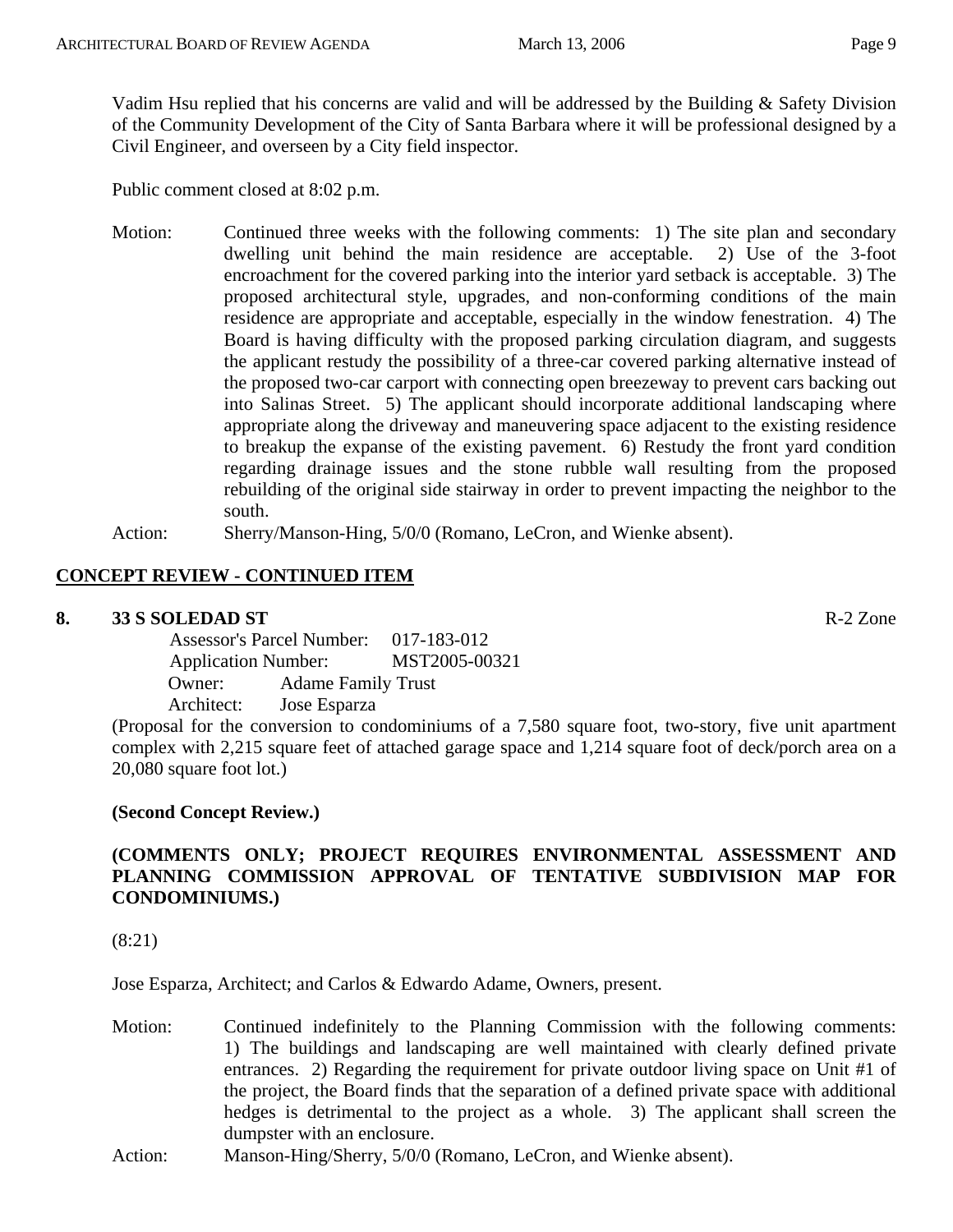Vadim Hsu replied that his concerns are valid and will be addressed by the Building & Safety Division of the Community Development of the City of Santa Barbara where it will be professional designed by a Civil Engineer, and overseen by a City field inspector.

Public comment closed at 8:02 p.m.

Motion: Continued three weeks with the following comments: 1) The site plan and secondary dwelling unit behind the main residence are acceptable. 2) Use of the 3-foot encroachment for the covered parking into the interior yard setback is acceptable. 3) The proposed architectural style, upgrades, and non-conforming conditions of the main residence are appropriate and acceptable, especially in the window fenestration. 4) The Board is having difficulty with the proposed parking circulation diagram, and suggests the applicant restudy the possibility of a three-car covered parking alternative instead of the proposed two-car carport with connecting open breezeway to prevent cars backing out into Salinas Street. 5) The applicant should incorporate additional landscaping where appropriate along the driveway and maneuvering space adjacent to the existing residence to breakup the expanse of the existing pavement. 6) Restudy the front yard condition regarding drainage issues and the stone rubble wall resulting from the proposed rebuilding of the original side stairway in order to prevent impacting the neighbor to the south.

Action: Sherry/Manson-Hing, 5/0/0 (Romano, LeCron, and Wienke absent).

## CONCEPT REVIEW - CONTINUED ITEM

### 8. 33 S SOLEDAD ST — R-2 Zone

Assessor's Parcel Number: 017-183-012
Application Number: MST2005-00321
Owner: Adame Family Trust
Architect: Jose Esparza

(Proposal for the conversion to condominiums of a 7,580 square foot, two-story, five unit apartment complex with 2,215 square feet of attached garage space and 1,214 square foot of deck/porch area on a 20,080 square foot lot.)

**(Second Concept Review.)**

**(COMMENTS ONLY; PROJECT REQUIRES ENVIRONMENTAL ASSESSMENT AND PLANNING COMMISSION APPROVAL OF TENTATIVE SUBDIVISION MAP FOR CONDOMINIUMS.)**

(8:21)

Jose Esparza, Architect; and Carlos & Edwardo Adame, Owners, present.

Motion: Continued indefinitely to the Planning Commission with the following comments: 1) The buildings and landscaping are well maintained with clearly defined private entrances. 2) Regarding the requirement for private outdoor living space on Unit #1 of the project, the Board finds that the separation of a defined private space with additional hedges is detrimental to the project as a whole. 3) The applicant shall screen the dumpster with an enclosure.

Action: Manson-Hing/Sherry, 5/0/0 (Romano, LeCron, and Wienke absent).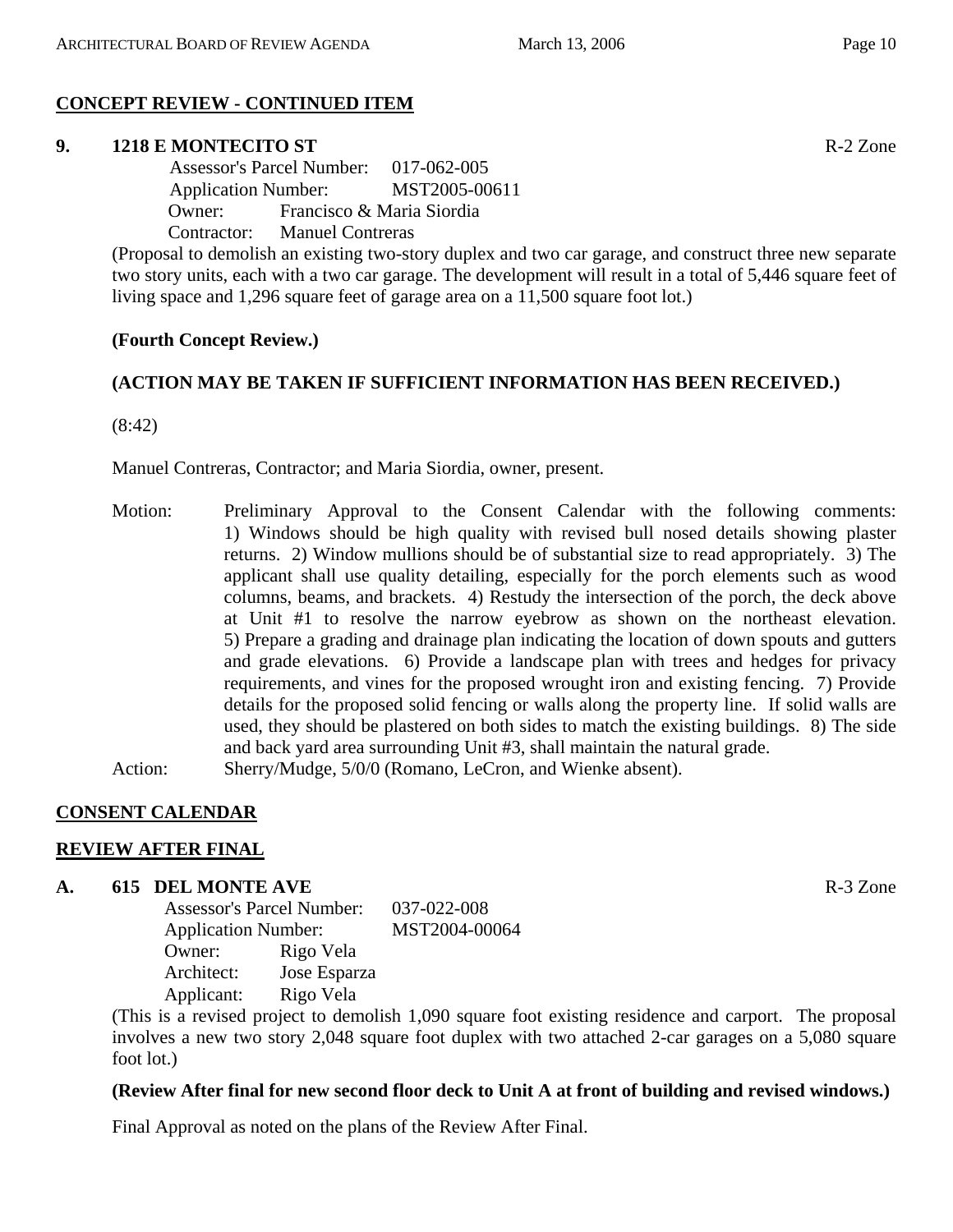## CONCEPT REVIEW - CONTINUED ITEM

### 9. 1218 E MONTECITO ST

R-2 Zone

Assessor's Parcel Number: 017-062-005
Application Number: MST2005-00611
Owner: Francisco & Maria Siordia
Contractor: Manuel Contreras

(Proposal to demolish an existing two-story duplex and two car garage, and construct three new separate two story units, each with a two car garage. The development will result in a total of 5,446 square feet of living space and 1,296 square feet of garage area on a 11,500 square foot lot.)

**(Fourth Concept Review.)**

**(ACTION MAY BE TAKEN IF SUFFICIENT INFORMATION HAS BEEN RECEIVED.)**

(8:42)

Manuel Contreras, Contractor; and Maria Siordia, owner, present.

Motion: Preliminary Approval to the Consent Calendar with the following comments: 1) Windows should be high quality with revised bull nosed details showing plaster returns. 2) Window mullions should be of substantial size to read appropriately. 3) The applicant shall use quality detailing, especially for the porch elements such as wood columns, beams, and brackets. 4) Restudy the intersection of the porch, the deck above at Unit #1 to resolve the narrow eyebrow as shown on the northeast elevation. 5) Prepare a grading and drainage plan indicating the location of down spouts and gutters and grade elevations. 6) Provide a landscape plan with trees and hedges for privacy requirements, and vines for the proposed wrought iron and existing fencing. 7) Provide details for the proposed solid fencing or walls along the property line. If solid walls are used, they should be plastered on both sides to match the existing buildings. 8) The side and back yard area surrounding Unit #3, shall maintain the natural grade.

Action: Sherry/Mudge, 5/0/0 (Romano, LeCron, and Wienke absent).

## CONSENT CALENDAR

## REVIEW AFTER FINAL

### A. 615 DEL MONTE AVE

R-3 Zone

Assessor's Parcel Number: 037-022-008
Application Number: MST2004-00064
Owner: Rigo Vela
Architect: Jose Esparza
Applicant: Rigo Vela

(This is a revised project to demolish 1,090 square foot existing residence and carport. The proposal involves a new two story 2,048 square foot duplex with two attached 2-car garages on a 5,080 square foot lot.)

**(Review After final for new second floor deck to Unit A at front of building and revised windows.)**

Final Approval as noted on the plans of the Review After Final.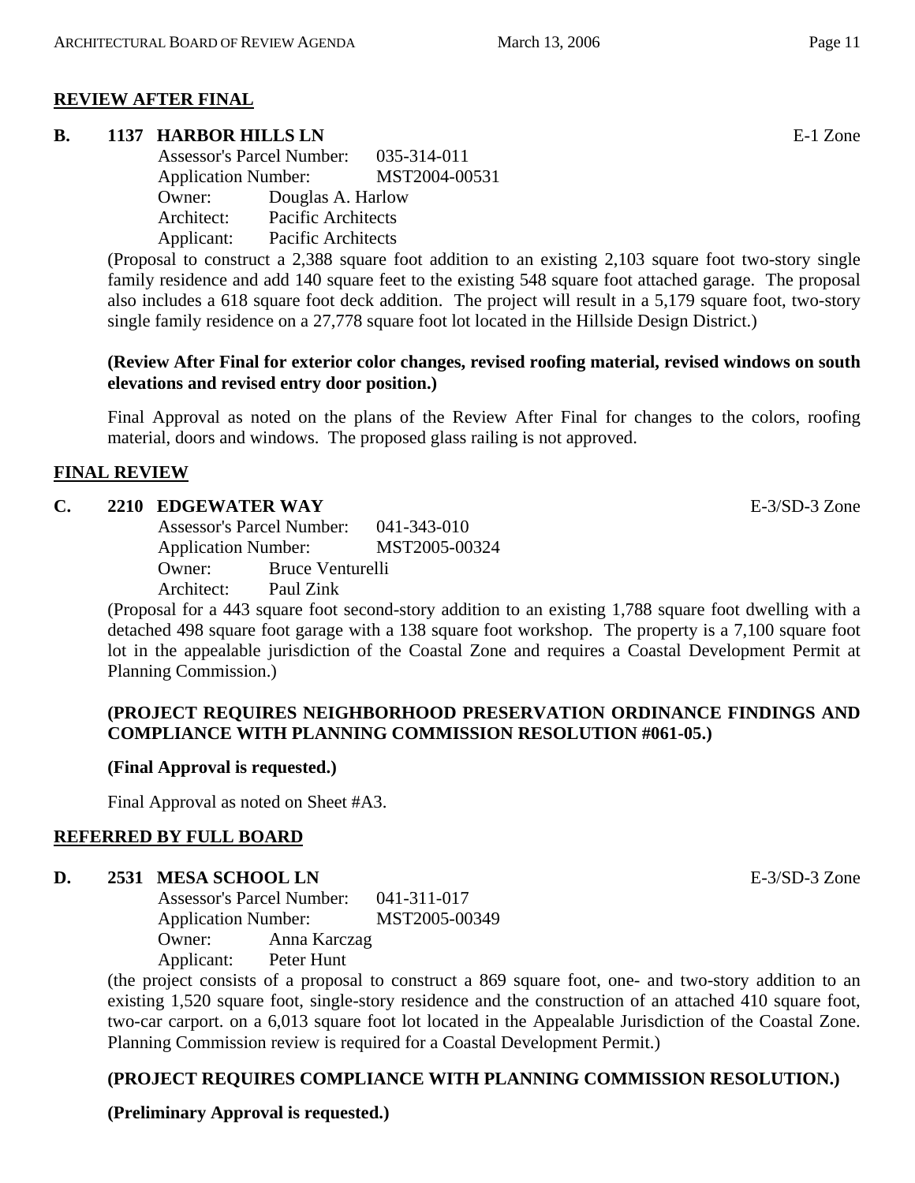## REVIEW AFTER FINAL

**B. 1137 HARBOR HILLS LN** E-1 Zone

Assessor's Parcel Number: 035-314-011
Application Number: MST2004-00531
Owner: Douglas A. Harlow
Architect: Pacific Architects
Applicant: Pacific Architects

(Proposal to construct a 2,388 square foot addition to an existing 2,103 square foot two-story single family residence and add 140 square feet to the existing 548 square foot attached garage. The proposal also includes a 618 square foot deck addition. The project will result in a 5,179 square foot, two-story single family residence on a 27,778 square foot lot located in the Hillside Design District.)

**(Review After Final for exterior color changes, revised roofing material, revised windows on south elevations and revised entry door position.)**

Final Approval as noted on the plans of the Review After Final for changes to the colors, roofing material, doors and windows. The proposed glass railing is not approved.

## FINAL REVIEW

**C. 2210 EDGEWATER WAY** E-3/SD-3 Zone

Assessor's Parcel Number: 041-343-010
Application Number: MST2005-00324
Owner: Bruce Venturelli
Architect: Paul Zink

(Proposal for a 443 square foot second-story addition to an existing 1,788 square foot dwelling with a detached 498 square foot garage with a 138 square foot workshop. The property is a 7,100 square foot lot in the appealable jurisdiction of the Coastal Zone and requires a Coastal Development Permit at Planning Commission.)

**(PROJECT REQUIRES NEIGHBORHOOD PRESERVATION ORDINANCE FINDINGS AND COMPLIANCE WITH PLANNING COMMISSION RESOLUTION #061-05.)**

**(Final Approval is requested.)**

Final Approval as noted on Sheet #A3.

## REFERRED BY FULL BOARD

**D. 2531 MESA SCHOOL LN** E-3/SD-3 Zone

Assessor's Parcel Number: 041-311-017
Application Number: MST2005-00349
Owner: Anna Karczag
Applicant: Peter Hunt

(the project consists of a proposal to construct a 869 square foot, one- and two-story addition to an existing 1,520 square foot, single-story residence and the construction of an attached 410 square foot, two-car carport. on a 6,013 square foot lot located in the Appealable Jurisdiction of the Coastal Zone. Planning Commission review is required for a Coastal Development Permit.)

**(PROJECT REQUIRES COMPLIANCE WITH PLANNING COMMISSION RESOLUTION.)**

**(Preliminary Approval is requested.)**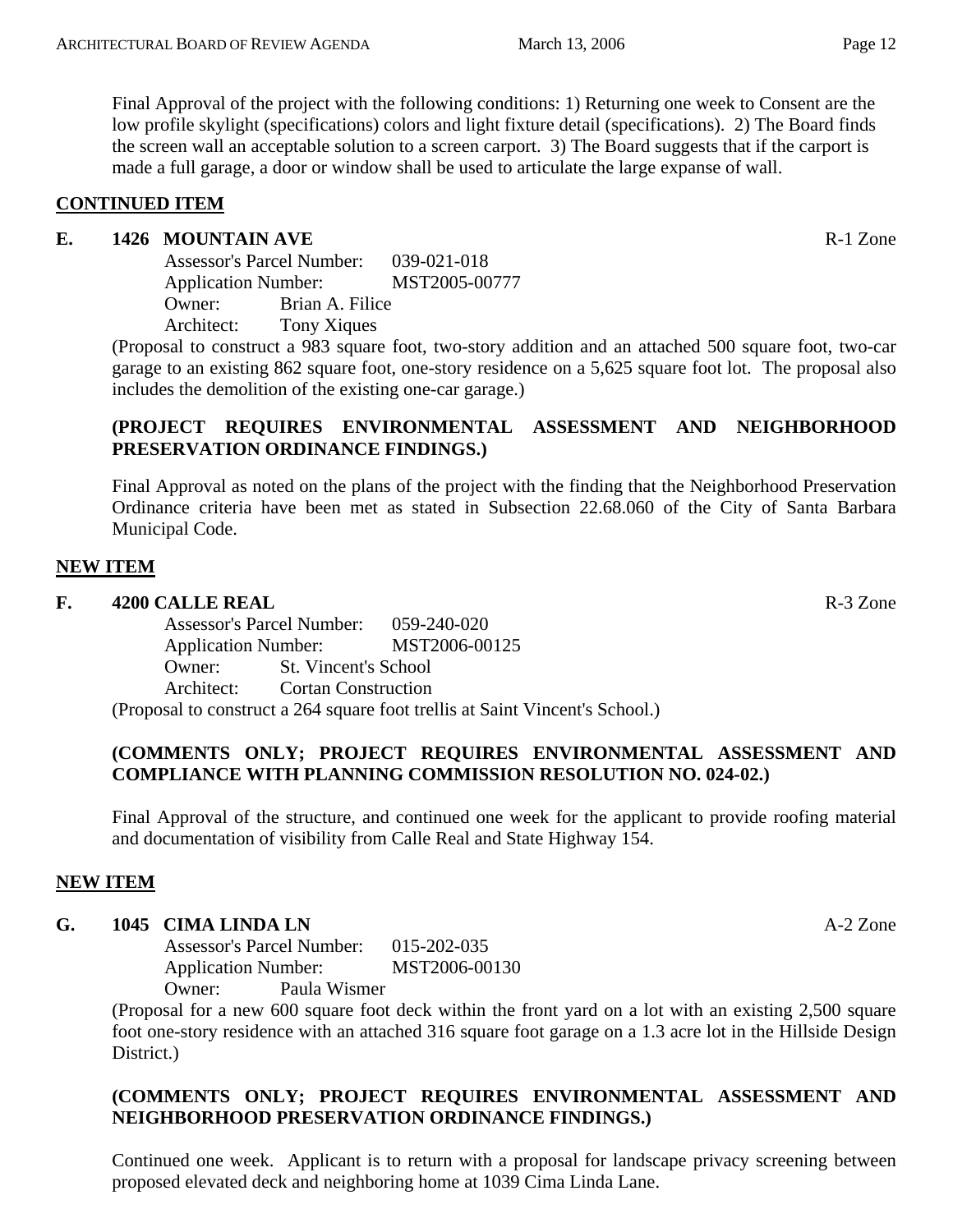Final Approval of the project with the following conditions: 1) Returning one week to Consent are the low profile skylight (specifications) colors and light fixture detail (specifications). 2) The Board finds the screen wall an acceptable solution to a screen carport. 3) The Board suggests that if the carport is made a full garage, a door or window shall be used to articulate the large expanse of wall.

**CONTINUED ITEM**

**E. 1426 MOUNTAIN AVE** R-1 Zone

Assessor's Parcel Number: 039-021-018
Application Number: MST2005-00777
Owner: Brian A. Filice
Architect: Tony Xiques

(Proposal to construct a 983 square foot, two-story addition and an attached 500 square foot, two-car garage to an existing 862 square foot, one-story residence on a 5,625 square foot lot. The proposal also includes the demolition of the existing one-car garage.)

**(PROJECT REQUIRES ENVIRONMENTAL ASSESSMENT AND NEIGHBORHOOD PRESERVATION ORDINANCE FINDINGS.)**

Final Approval as noted on the plans of the project with the finding that the Neighborhood Preservation Ordinance criteria have been met as stated in Subsection 22.68.060 of the City of Santa Barbara Municipal Code.

**NEW ITEM**

**F. 4200 CALLE REAL** R-3 Zone

Assessor's Parcel Number: 059-240-020
Application Number: MST2006-00125
Owner: St. Vincent's School
Architect: Cortan Construction

(Proposal to construct a 264 square foot trellis at Saint Vincent's School.)

**(COMMENTS ONLY; PROJECT REQUIRES ENVIRONMENTAL ASSESSMENT AND COMPLIANCE WITH PLANNING COMMISSION RESOLUTION NO. 024-02.)**

Final Approval of the structure, and continued one week for the applicant to provide roofing material and documentation of visibility from Calle Real and State Highway 154.

**NEW ITEM**

**G. 1045 CIMA LINDA LN** A-2 Zone

Assessor's Parcel Number: 015-202-035
Application Number: MST2006-00130
Owner: Paula Wismer

(Proposal for a new 600 square foot deck within the front yard on a lot with an existing 2,500 square foot one-story residence with an attached 316 square foot garage on a 1.3 acre lot in the Hillside Design District.)

**(COMMENTS ONLY; PROJECT REQUIRES ENVIRONMENTAL ASSESSMENT AND NEIGHBORHOOD PRESERVATION ORDINANCE FINDINGS.)**

Continued one week. Applicant is to return with a proposal for landscape privacy screening between proposed elevated deck and neighboring home at 1039 Cima Linda Lane.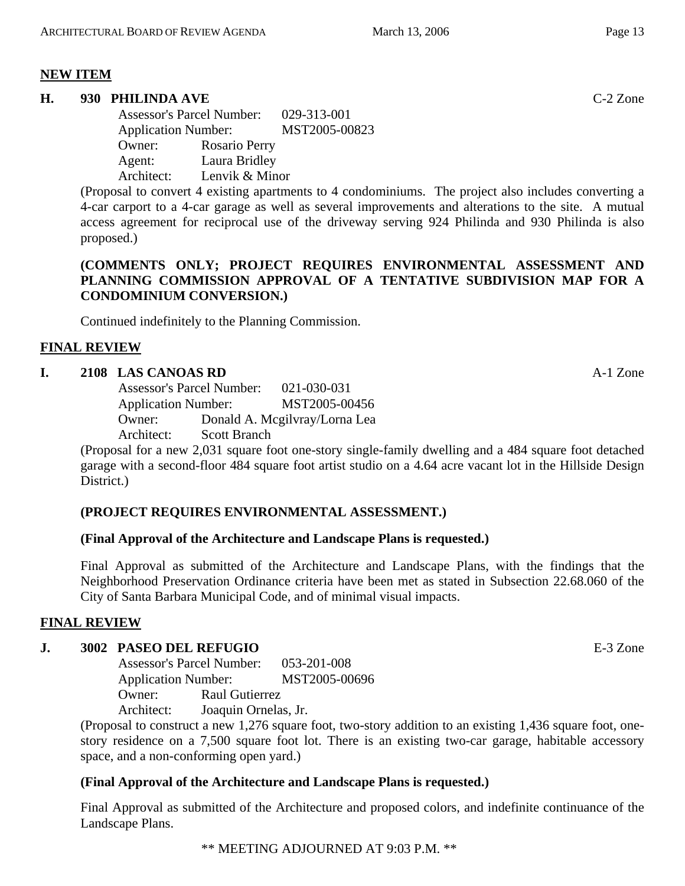**NEW ITEM**

**H. 930 PHILINDA AVE** C-2 Zone

Assessor's Parcel Number: 029-313-001
Application Number: MST2005-00823
Owner: Rosario Perry
Agent: Laura Bridley
Architect: Lenvik & Minor

(Proposal to convert 4 existing apartments to 4 condominiums. The project also includes converting a 4-car carport to a 4-car garage as well as several improvements and alterations to the site. A mutual access agreement for reciprocal use of the driveway serving 924 Philinda and 930 Philinda is also proposed.)

**(COMMENTS ONLY; PROJECT REQUIRES ENVIRONMENTAL ASSESSMENT AND PLANNING COMMISSION APPROVAL OF A TENTATIVE SUBDIVISION MAP FOR A CONDOMINIUM CONVERSION.)**

Continued indefinitely to the Planning Commission.

**FINAL REVIEW**

**I. 2108 LAS CANOAS RD** A-1 Zone

Assessor's Parcel Number: 021-030-031
Application Number: MST2005-00456
Owner: Donald A. Mcgilvray/Lorna Lea
Architect: Scott Branch

(Proposal for a new 2,031 square foot one-story single-family dwelling and a 484 square foot detached garage with a second-floor 484 square foot artist studio on a 4.64 acre vacant lot in the Hillside Design District.)

**(PROJECT REQUIRES ENVIRONMENTAL ASSESSMENT.)**

**(Final Approval of the Architecture and Landscape Plans is requested.)**

Final Approval as submitted of the Architecture and Landscape Plans, with the findings that the Neighborhood Preservation Ordinance criteria have been met as stated in Subsection 22.68.060 of the City of Santa Barbara Municipal Code, and of minimal visual impacts.

**FINAL REVIEW**

**J. 3002 PASEO DEL REFUGIO** E-3 Zone

Assessor's Parcel Number: 053-201-008
Application Number: MST2005-00696
Owner: Raul Gutierrez
Architect: Joaquin Ornelas, Jr.

(Proposal to construct a new 1,276 square foot, two-story addition to an existing 1,436 square foot, one-story residence on a 7,500 square foot lot. There is an existing two-car garage, habitable accessory space, and a non-conforming open yard.)

**(Final Approval of the Architecture and Landscape Plans is requested.)**

Final Approval as submitted of the Architecture and proposed colors, and indefinite continuance of the Landscape Plans.

\*\* MEETING ADJOURNED AT 9:03 P.M. \*\*